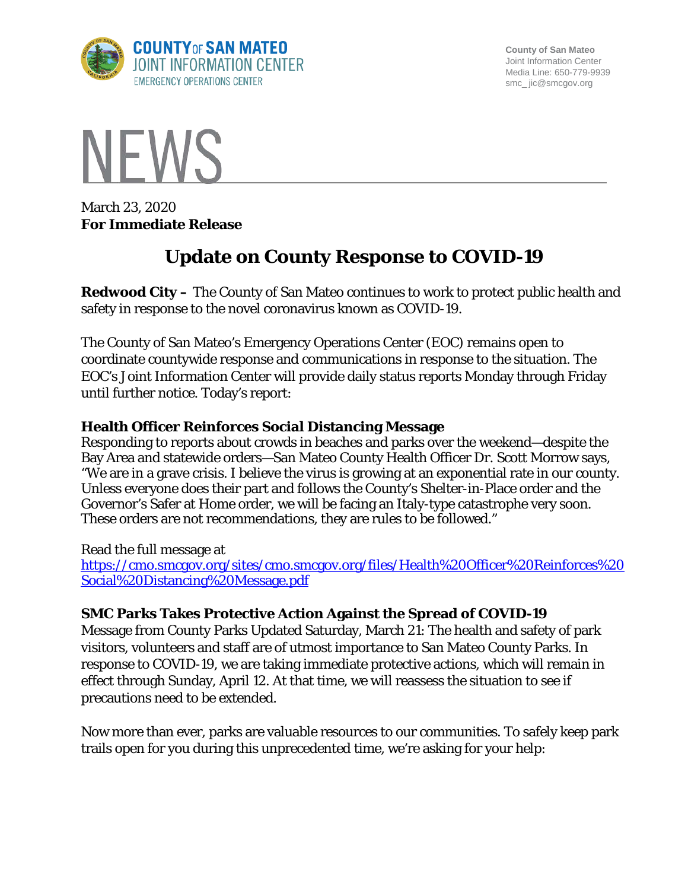**COUNTY OF SAN MATEO**
**JOINT INFORMATION CENTER**
EMERGENCY OPERATIONS CENTER

County of San Mateo
Joint Information Center
Media Line: 650-779-9939
smc_ jic@smcgov.org

# NEWS

March 23, 2020
**For Immediate Release**

## Update on County Response to COVID-19

**Redwood City –** The County of San Mateo continues to work to protect public health and safety in response to the novel coronavirus known as COVID-19.

The County of San Mateo's Emergency Operations Center (EOC) remains open to coordinate countywide response and communications in response to the situation. The EOC's Joint Information Center will provide daily status reports Monday through Friday until further notice. Today's report:

### Health Officer Reinforces Social Distancing Message

Responding to reports about crowds in beaches and parks over the weekend—despite the Bay Area and statewide orders—San Mateo County Health Officer Dr. Scott Morrow says, "We are in a grave crisis. I believe the virus is growing at an exponential rate in our county. Unless everyone does their part and follows the County's Shelter-in-Place order and the Governor's Safer at Home order, we will be facing an Italy-type catastrophe very soon. These orders are not recommendations, they are rules to be followed."

Read the full message at
https://cmo.smcgov.org/sites/cmo.smcgov.org/files/Health%20Officer%20Reinforces%20Social%20Distancing%20Message.pdf

### SMC Parks Takes Protective Action Against the Spread of COVID-19

Message from County Parks Updated Saturday, March 21: The health and safety of park visitors, volunteers and staff are of utmost importance to San Mateo County Parks. In response to COVID-19, we are taking immediate protective actions, which will remain in effect through Sunday, April 12. At that time, we will reassess the situation to see if precautions need to be extended.

Now more than ever, parks are valuable resources to our communities. To safely keep park trails open for you during this unprecedented time, we're asking for your help: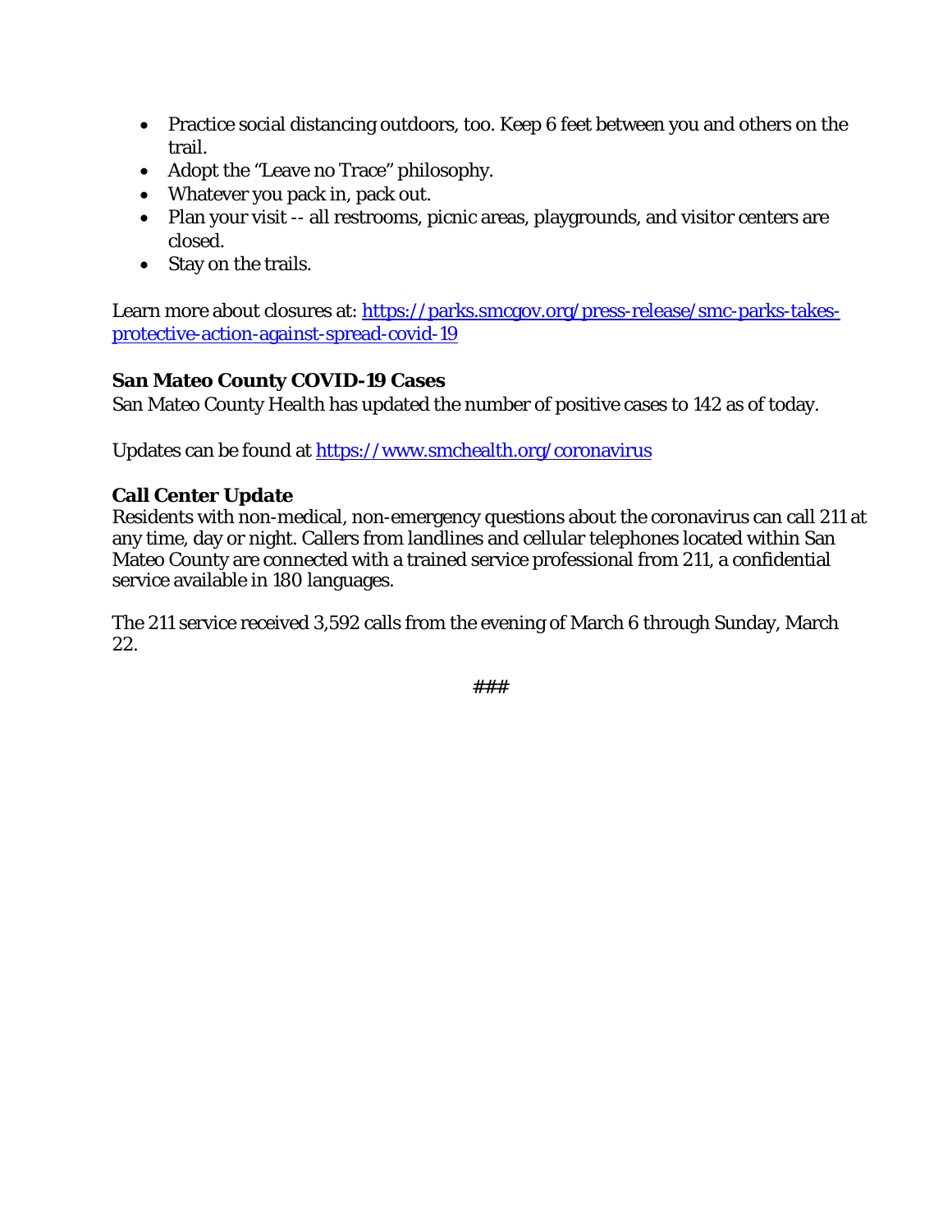- Practice social distancing outdoors, too. Keep 6 feet between you and others on the trail.
- Adopt the "Leave no Trace" philosophy.
- Whatever you pack in, pack out.
- Plan your visit -- all restrooms, picnic areas, playgrounds, and visitor centers are closed.
- Stay on the trails.

Learn more about closures at: [https://parks.smcgov.org/press-release/smc-parks-takes-protective-action-against-spread-covid-19](https://parks.smcgov.org/press-release/smc-parks-takes-protective-action-against-spread-covid-19)

**San Mateo County COVID-19 Cases**

San Mateo County Health has updated the number of positive cases to 142 as of today.

Updates can be found at [https://www.smchealth.org/coronavirus](https://www.smchealth.org/coronavirus)

**Call Center Update**

Residents with non-medical, non-emergency questions about the coronavirus can call 211 at any time, day or night. Callers from landlines and cellular telephones located within San Mateo County are connected with a trained service professional from 211, a confidential service available in 180 languages.

The 211 service received 3,592 calls from the evening of March 6 through Sunday, March 22.

###